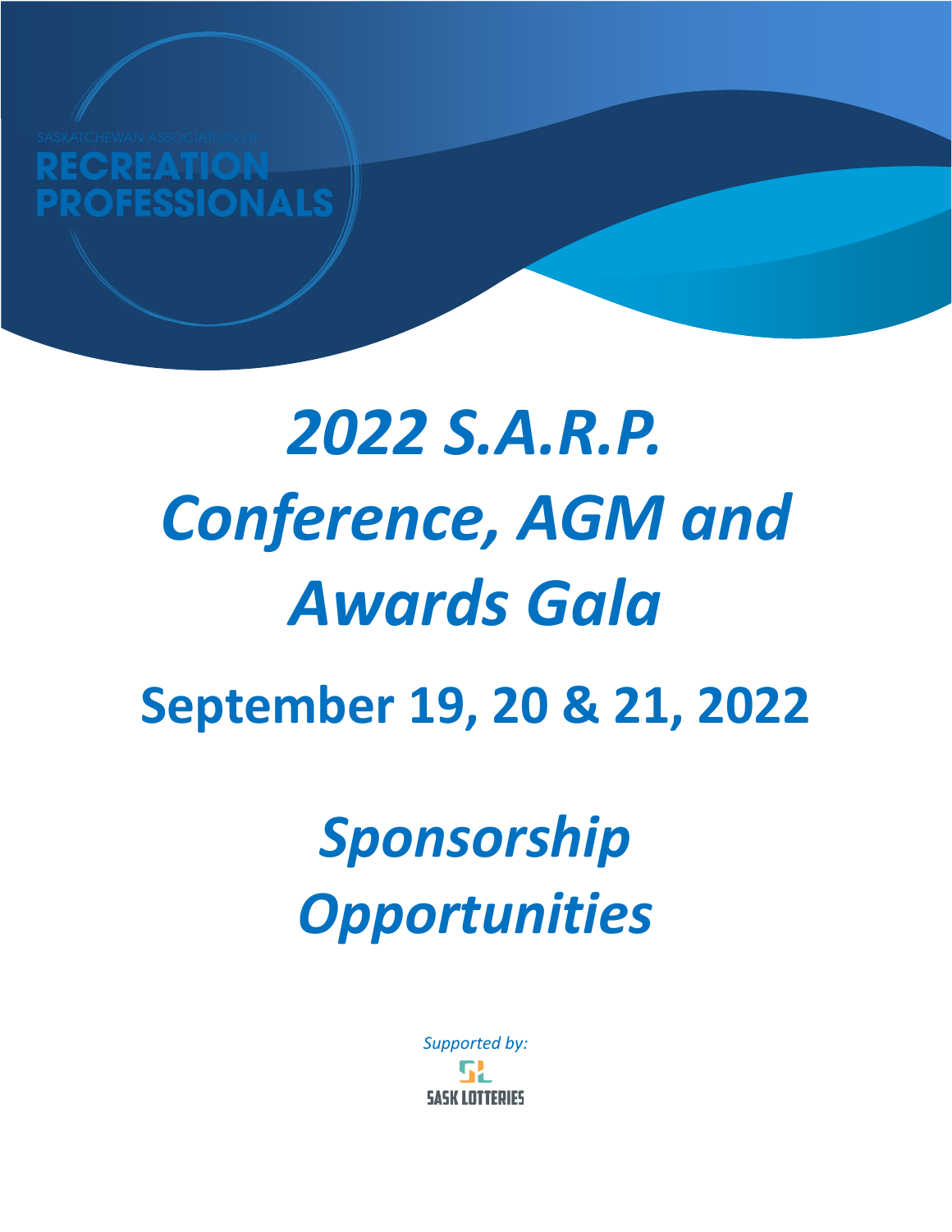SASKATCHEWAN ASSOCIATION OF
RECREATION PROFESSIONALS

# *2022 S.A.R.P. Conference, AGM and Awards Gala*

## September 19, 20 & 21, 2022

# *Sponsorship Opportunities*

*Supported by:*

SASK LOTTERIES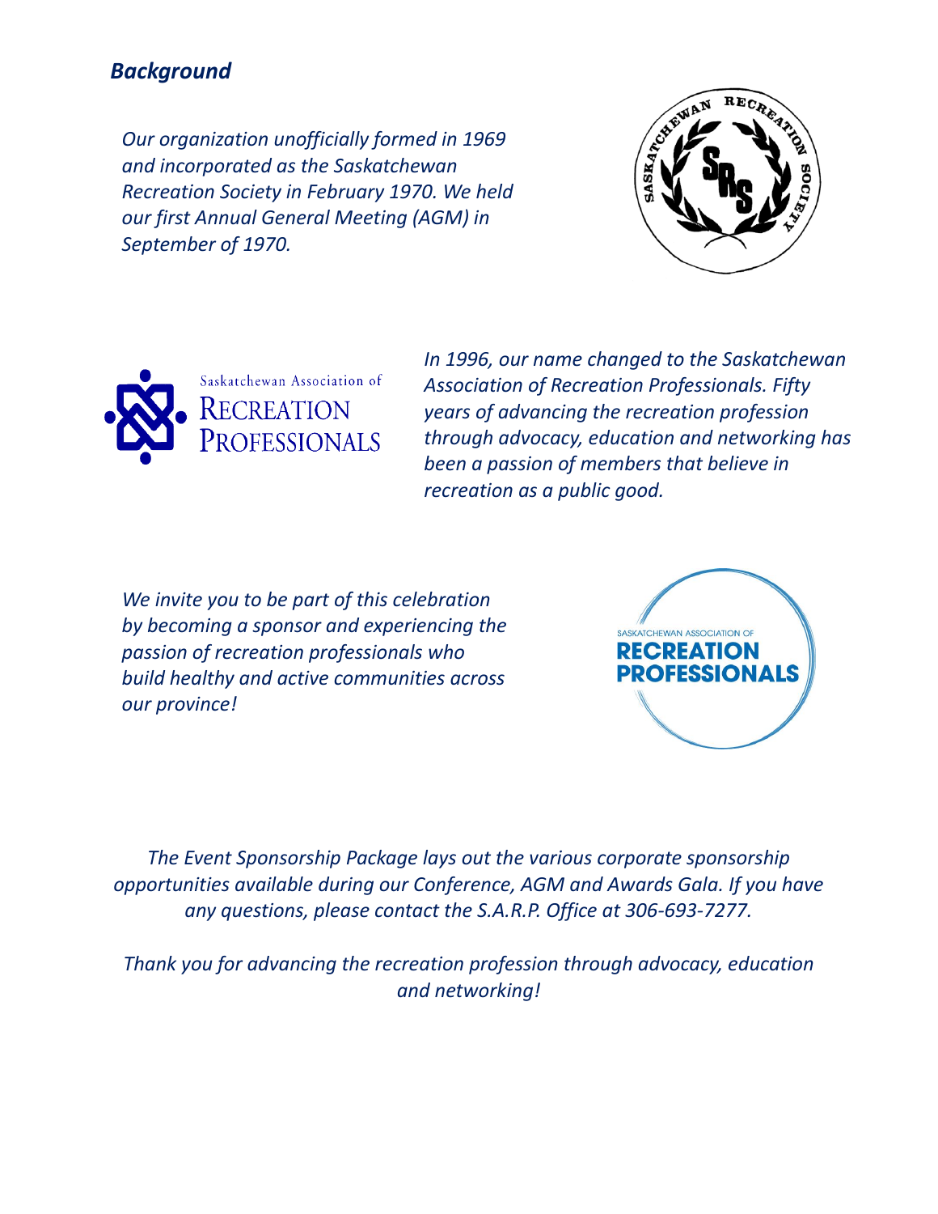## *Background*

*Our organization unofficially formed in 1969 and incorporated as the Saskatchewan Recreation Society in February 1970. We held our first Annual General Meeting (AGM) in September of 1970.*

*In 1996, our name changed to the Saskatchewan Association of Recreation Professionals. Fifty years of advancing the recreation profession through advocacy, education and networking has been a passion of members that believe in recreation as a public good.*

*We invite you to be part of this celebration by becoming a sponsor and experiencing the passion of recreation professionals who build healthy and active communities across our province!*

*The Event Sponsorship Package lays out the various corporate sponsorship opportunities available during our Conference, AGM and Awards Gala. If you have any questions, please contact the S.A.R.P. Office at 306-693-7277.*

*Thank you for advancing the recreation profession through advocacy, education and networking!*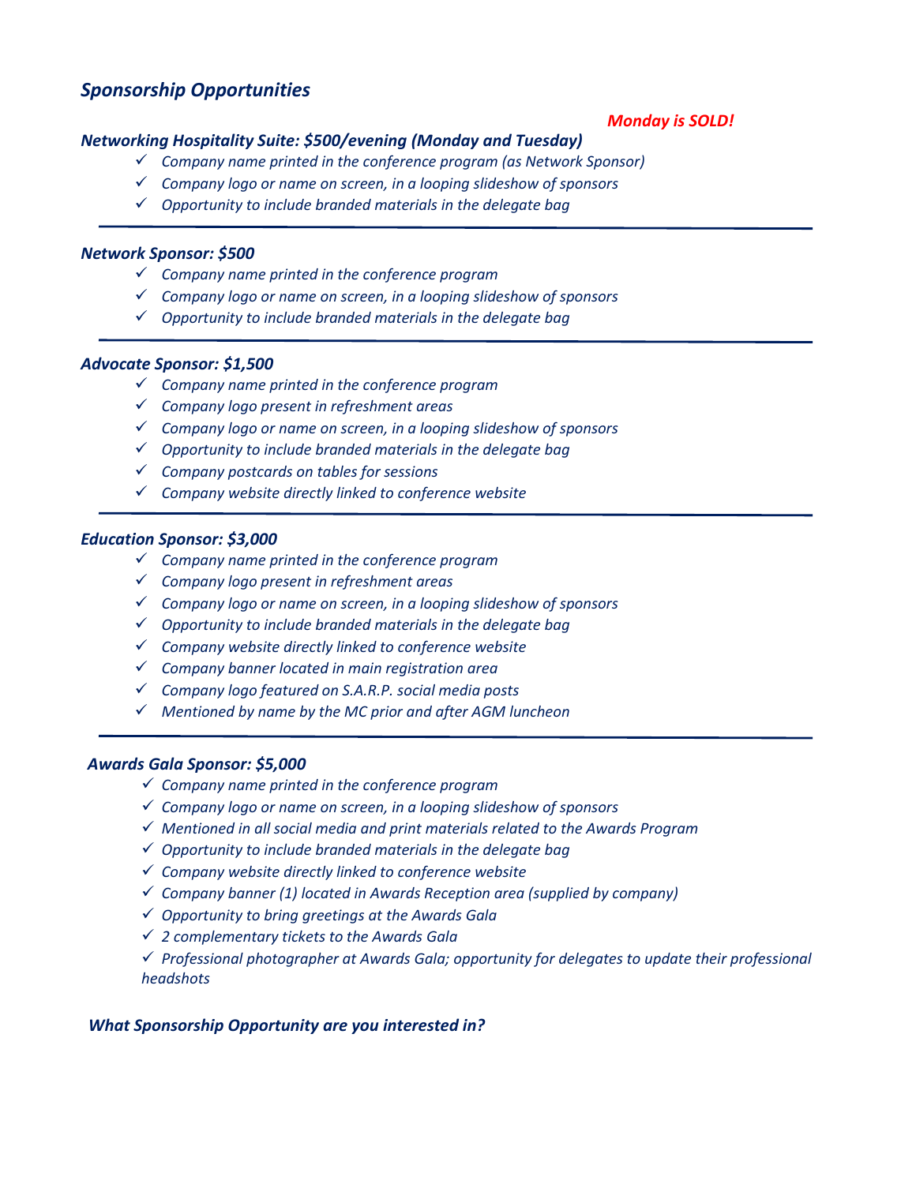## *Sponsorship Opportunities*

***Monday is SOLD!***

### *Networking Hospitality Suite: $500/evening (Monday and Tuesday)*

- ✓ *Company name printed in the conference program (as Network Sponsor)*
- ✓ *Company logo or name on screen, in a looping slideshow of sponsors*
- ✓ *Opportunity to include branded materials in the delegate bag*

---

### *Network Sponsor: $500*

- ✓ *Company name printed in the conference program*
- ✓ *Company logo or name on screen, in a looping slideshow of sponsors*
- ✓ *Opportunity to include branded materials in the delegate bag*

---

### *Advocate Sponsor: $1,500*

- ✓ *Company name printed in the conference program*
- ✓ *Company logo present in refreshment areas*
- ✓ *Company logo or name on screen, in a looping slideshow of sponsors*
- ✓ *Opportunity to include branded materials in the delegate bag*
- ✓ *Company postcards on tables for sessions*
- ✓ *Company website directly linked to conference website*

---

### *Education Sponsor: $3,000*

- ✓ *Company name printed in the conference program*
- ✓ *Company logo present in refreshment areas*
- ✓ *Company logo or name on screen, in a looping slideshow of sponsors*
- ✓ *Opportunity to include branded materials in the delegate bag*
- ✓ *Company website directly linked to conference website*
- ✓ *Company banner located in main registration area*
- ✓ *Company logo featured on S.A.R.P. social media posts*
- ✓ *Mentioned by name by the MC prior and after AGM luncheon*

---

### *Awards Gala Sponsor: $5,000*

- ✓ *Company name printed in the conference program*
- ✓ *Company logo or name on screen, in a looping slideshow of sponsors*
- ✓ *Mentioned in all social media and print materials related to the Awards Program*
- ✓ *Opportunity to include branded materials in the delegate bag*
- ✓ *Company website directly linked to conference website*
- ✓ *Company banner (1) located in Awards Reception area (supplied by company)*
- ✓ *Opportunity to bring greetings at the Awards Gala*
- ✓ *2 complementary tickets to the Awards Gala*
- ✓ *Professional photographer at Awards Gala; opportunity for delegates to update their professional headshots*

### *What Sponsorship Opportunity are you interested in?*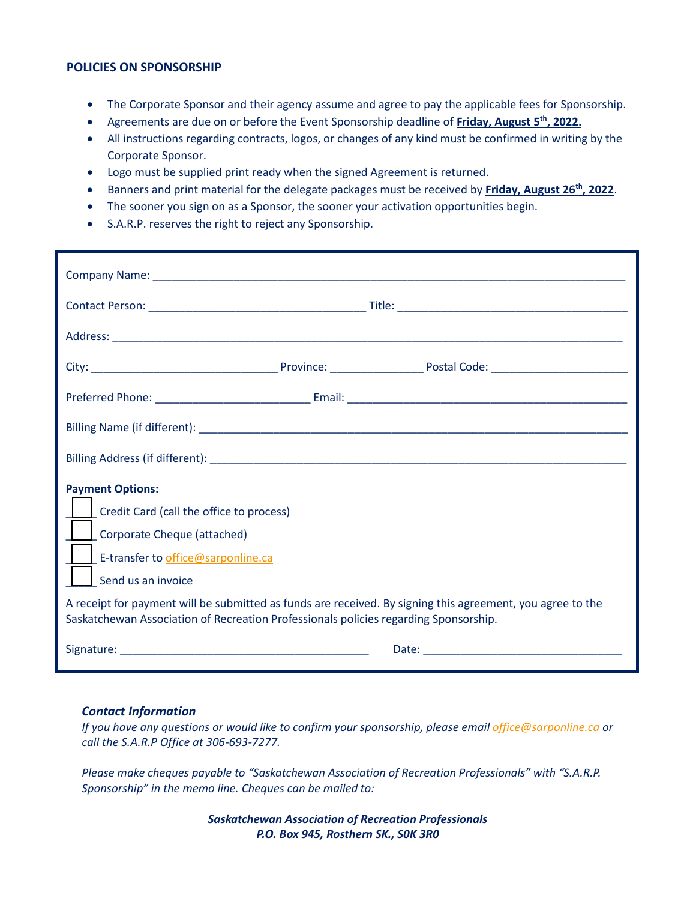## POLICIES ON SPONSORSHIP

- The Corporate Sponsor and their agency assume and agree to pay the applicable fees for Sponsorship.
- Agreements are due on or before the Event Sponsorship deadline of **Friday, August 5th, 2022.**
- All instructions regarding contracts, logos, or changes of any kind must be confirmed in writing by the Corporate Sponsor.
- Logo must be supplied print ready when the signed Agreement is returned.
- Banners and print material for the delegate packages must be received by **Friday, August 26th, 2022**.
- The sooner you sign on as a Sponsor, the sooner your activation opportunities begin.
- S.A.R.P. reserves the right to reject any Sponsorship.

Company Name: ______________________________________________________________________________

Contact Person: ___________________________________ Title: _____________________________________

Address: __________________________________________________________________________________

City: ______________________________ Province: _______________ Postal Code: ______________________

Preferred Phone: _________________________ Email: _____________________________________________

Billing Name (if different): _________________________________________________________________

Billing Address (if different): _______________________________________________________________

**Payment Options:**

☐ Credit Card (call the office to process)

☐ Corporate Cheque (attached)

☐ E-transfer to office@sarponline.ca

☐ Send us an invoice

A receipt for payment will be submitted as funds are received. By signing this agreement, you agree to the Saskatchewan Association of Recreation Professionals policies regarding Sponsorship.

Signature: ________________________________________ Date: ________________________________

***Contact Information***

*If you have any questions or would like to confirm your sponsorship, please email office@sarponline.ca or call the S.A.R.P Office at 306-693-7277.*

*Please make cheques payable to "Saskatchewan Association of Recreation Professionals" with "S.A.R.P. Sponsorship" in the memo line. Cheques can be mailed to:*

***Saskatchewan Association of Recreation Professionals***
***P.O. Box 945, Rosthern SK., S0K 3R0***